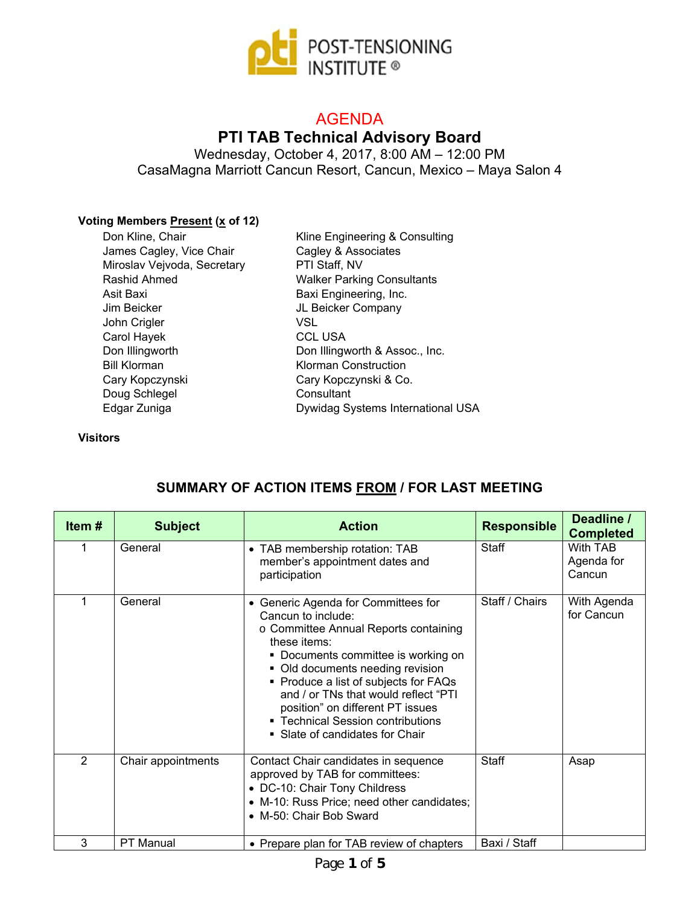POST-TENSIONING INSTITUTE ®

# AGENDA

## PTI TAB Technical Advisory Board

Wednesday, October 4, 2017, 8:00 AM – 12:00 PM
CasaMagna Marriott Cancun Resort, Cancun, Mexico – Maya Salon 4

**Voting Members Present (x of 12)**

| | |
|---|---|
| Don Kline, Chair | Kline Engineering & Consulting |
| James Cagley, Vice Chair | Cagley & Associates |
| Miroslav Vejvoda, Secretary | PTI Staff, NV |
| Rashid Ahmed | Walker Parking Consultants |
| Asit Baxi | Baxi Engineering, Inc. |
| Jim Beicker | JL Beicker Company |
| John Crigler | VSL |
| Carol Hayek | CCL USA |
| Don Illingworth | Don Illingworth & Assoc., Inc. |
| Bill Klorman | Klorman Construction |
| Cary Kopczynski | Cary Kopczynski & Co. |
| Doug Schlegel | Consultant |
| Edgar Zuniga | Dywidag Systems International USA |

**Visitors**

### SUMMARY OF ACTION ITEMS FROM / FOR LAST MEETING

| Item # | Subject | Action | Responsible | Deadline / Completed |
|---|---|---|---|---|
| 1 | General | • TAB membership rotation: TAB member's appointment dates and participation | Staff | With TAB Agenda for Cancun |
| 1 | General | • Generic Agenda for Committees for Cancun to include:<br>o Committee Annual Reports containing these items:<br>▪ Documents committee is working on<br>▪ Old documents needing revision<br>▪ Produce a list of subjects for FAQs and / or TNs that would reflect "PTI position" on different PT issues<br>▪ Technical Session contributions<br>▪ Slate of candidates for Chair | Staff / Chairs | With Agenda for Cancun |
| 2 | Chair appointments | Contact Chair candidates in sequence approved by TAB for committees:<br>• DC-10: Chair Tony Childress<br>• M-10: Russ Price; need other candidates;<br>• M-50: Chair Bob Sward | Staff | Asap |
| 3 | PT Manual | • Prepare plan for TAB review of chapters | Baxi / Staff | |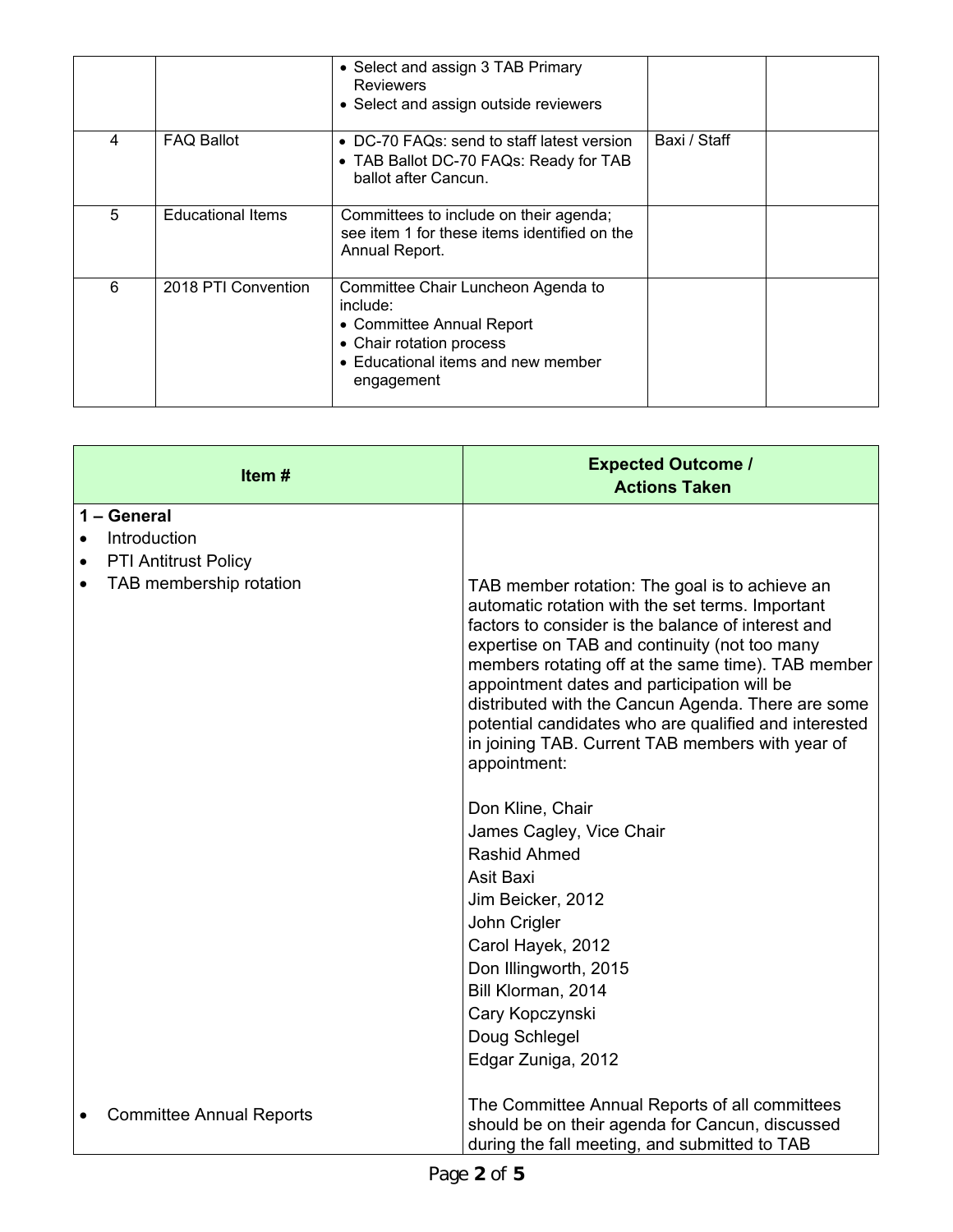| | | | | |
|---|---|---|---|---|
| | | • Select and assign 3 TAB Primary Reviewers<br>• Select and assign outside reviewers | | |
| 4 | FAQ Ballot | • DC-70 FAQs: send to staff latest version<br>• TAB Ballot DC-70 FAQs: Ready for TAB ballot after Cancun. | Baxi / Staff | |
| 5 | Educational Items | Committees to include on their agenda; see item 1 for these items identified on the Annual Report. | | |
| 6 | 2018 PTI Convention | Committee Chair Luncheon Agenda to include:<br>• Committee Annual Report<br>• Chair rotation process<br>• Educational items and new member engagement | | |

| Item # | Expected Outcome / Actions Taken |
|---|---|
| **1 – General**<br>• Introduction<br>• PTI Antitrust Policy<br>• TAB membership rotation | TAB member rotation: The goal is to achieve an automatic rotation with the set terms. Important factors to consider is the balance of interest and expertise on TAB and continuity (not too many members rotating off at the same time). TAB member appointment dates and participation will be distributed with the Cancun Agenda. There are some potential candidates who are qualified and interested in joining TAB. Current TAB members with year of appointment:<br><br>Don Kline, Chair<br>James Cagley, Vice Chair<br>Rashid Ahmed<br>Asit Baxi<br>Jim Beicker, 2012<br>John Crigler<br>Carol Hayek, 2012<br>Don Illingworth, 2015<br>Bill Klorman, 2014<br>Cary Kopczynski<br>Doug Schlegel<br>Edgar Zuniga, 2012 |
| • Committee Annual Reports | The Committee Annual Reports of all committees should be on their agenda for Cancun, discussed during the fall meeting, and submitted to TAB |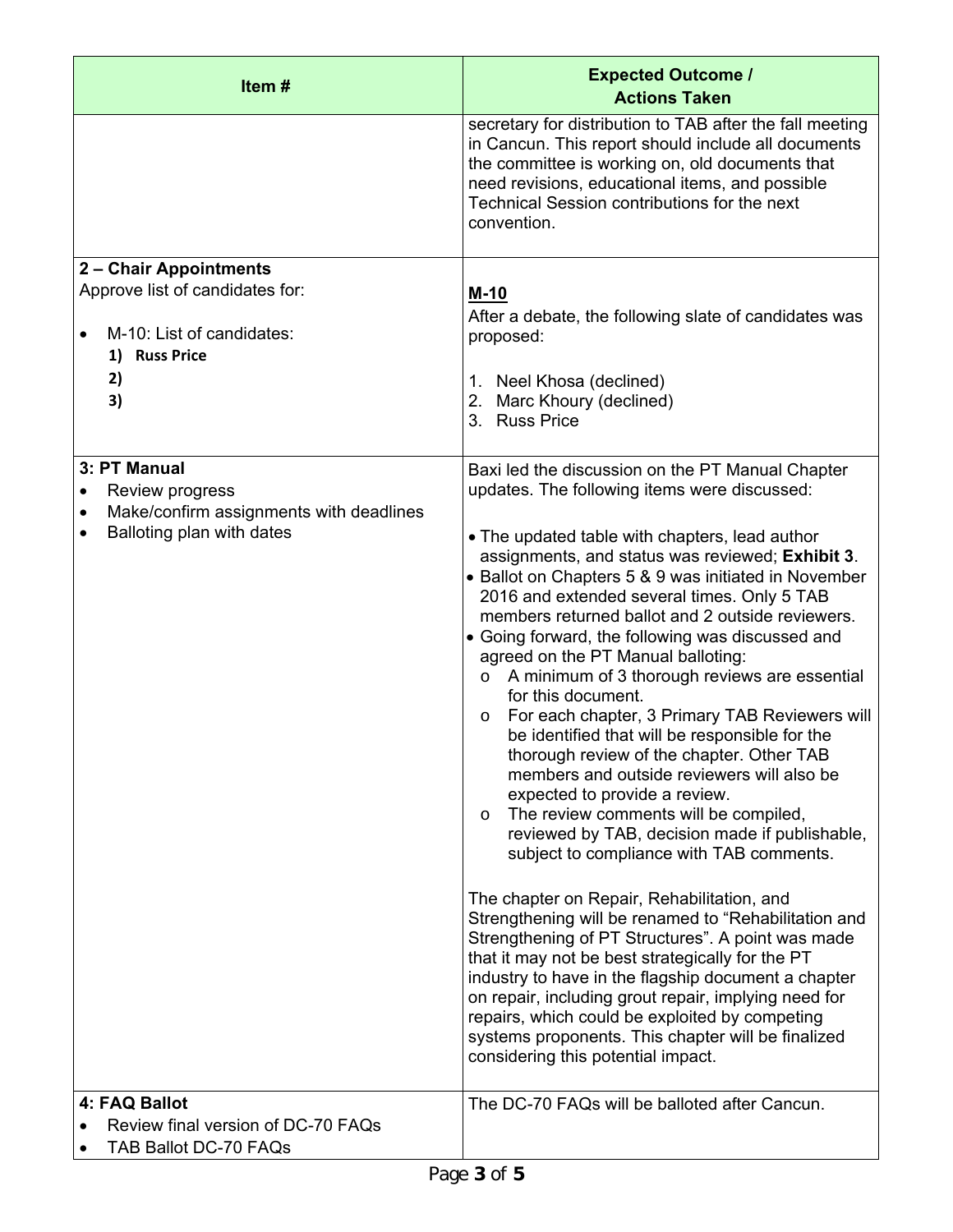| Item # | Expected Outcome / Actions Taken |
|---|---|
| | secretary for distribution to TAB after the fall meeting in Cancun. This report should include all documents the committee is working on, old documents that need revisions, educational items, and possible Technical Session contributions for the next convention. |
| **2 – Chair Appointments**<br>Approve list of candidates for:<br><br>• M-10: List of candidates:<br>**1) Russ Price**<br>**2)**<br>**3)** | **M-10**<br>After a debate, the following slate of candidates was proposed:<br><br>1. Neel Khosa (declined)<br>2. Marc Khoury (declined)<br>3. Russ Price |
| **3: PT Manual**<br>• Review progress<br>• Make/confirm assignments with deadlines<br>• Balloting plan with dates | Baxi led the discussion on the PT Manual Chapter updates. The following items were discussed:<br><br>• The updated table with chapters, lead author assignments, and status was reviewed; **Exhibit 3**.<br>• Ballot on Chapters 5 & 9 was initiated in November 2016 and extended several times. Only 5 TAB members returned ballot and 2 outside reviewers.<br>• Going forward, the following was discussed and agreed on the PT Manual balloting:<br>  o A minimum of 3 thorough reviews are essential for this document.<br>  o For each chapter, 3 Primary TAB Reviewers will be identified that will be responsible for the thorough review of the chapter. Other TAB members and outside reviewers will also be expected to provide a review.<br>  o The review comments will be compiled, reviewed by TAB, decision made if publishable, subject to compliance with TAB comments.<br><br>The chapter on Repair, Rehabilitation, and Strengthening will be renamed to "Rehabilitation and Strengthening of PT Structures". A point was made that it may not be best strategically for the PT industry to have in the flagship document a chapter on repair, including grout repair, implying need for repairs, which could be exploited by competing systems proponents. This chapter will be finalized considering this potential impact. |
| **4: FAQ Ballot**<br>• Review final version of DC-70 FAQs<br>• TAB Ballot DC-70 FAQs | The DC-70 FAQs will be balloted after Cancun. |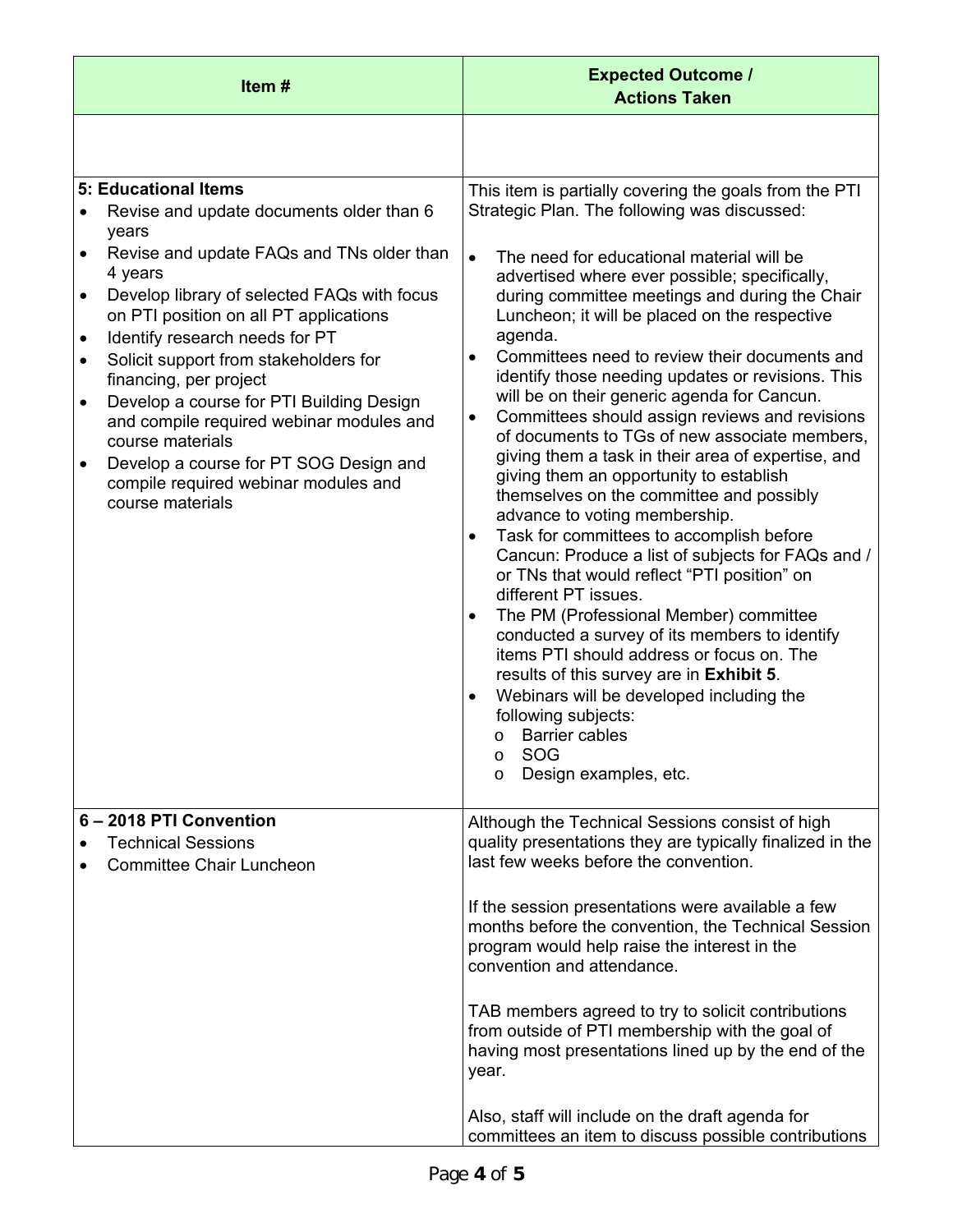| Item # | Expected Outcome / Actions Taken |
|---|---|
| | |
| **5: Educational Items**<br>• Revise and update documents older than 6 years<br>• Revise and update FAQs and TNs older than 4 years<br>• Develop library of selected FAQs with focus on PTI position on all PT applications<br>• Identify research needs for PT<br>• Solicit support from stakeholders for financing, per project<br>• Develop a course for PTI Building Design and compile required webinar modules and course materials<br>• Develop a course for PT SOG Design and compile required webinar modules and course materials | This item is partially covering the goals from the PTI Strategic Plan. The following was discussed:<br><br>• The need for educational material will be advertised where ever possible; specifically, during committee meetings and during the Chair Luncheon; it will be placed on the respective agenda.<br>• Committees need to review their documents and identify those needing updates or revisions. This will be on their generic agenda for Cancun.<br>• Committees should assign reviews and revisions of documents to TGs of new associate members, giving them a task in their area of expertise, and giving them an opportunity to establish themselves on the committee and possibly advance to voting membership.<br>• Task for committees to accomplish before Cancun: Produce a list of subjects for FAQs and / or TNs that would reflect "PTI position" on different PT issues.<br>• The PM (Professional Member) committee conducted a survey of its members to identify items PTI should address or focus on. The results of this survey are in **Exhibit 5**.<br>• Webinars will be developed including the following subjects:<br>  o Barrier cables<br>  o SOG<br>  o Design examples, etc. |
| **6 – 2018 PTI Convention**<br>• Technical Sessions<br>• Committee Chair Luncheon | Although the Technical Sessions consist of high quality presentations they are typically finalized in the last few weeks before the convention.<br><br>If the session presentations were available a few months before the convention, the Technical Session program would help raise the interest in the convention and attendance.<br><br>TAB members agreed to try to solicit contributions from outside of PTI membership with the goal of having most presentations lined up by the end of the year.<br><br>Also, staff will include on the draft agenda for committees an item to discuss possible contributions |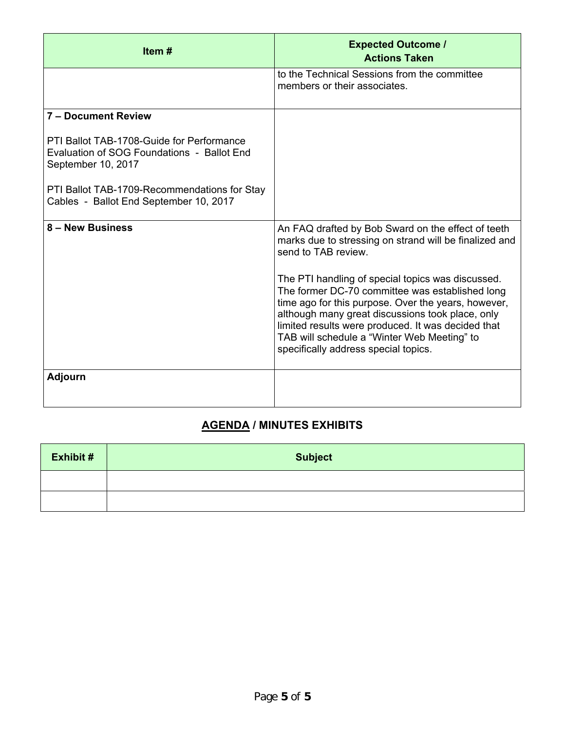| Item # | Expected Outcome / Actions Taken |
|---|---|
| | to the Technical Sessions from the committee members or their associates. |
| **7 – Document Review**<br><br>PTI Ballot TAB-1708-Guide for Performance Evaluation of SOG Foundations - Ballot End September 10, 2017<br><br>PTI Ballot TAB-1709-Recommendations for Stay Cables - Ballot End September 10, 2017 | |
| **8 – New Business** | An FAQ drafted by Bob Sward on the effect of teeth marks due to stressing on strand will be finalized and send to TAB review.<br><br>The PTI handling of special topics was discussed. The former DC-70 committee was established long time ago for this purpose. Over the years, however, although many great discussions took place, only limited results were produced. It was decided that TAB will schedule a "Winter Web Meeting" to specifically address special topics. |
| **Adjourn** | |

## AGENDA / MINUTES EXHIBITS

| Exhibit # | Subject |
|---|---|
| | |
| | |